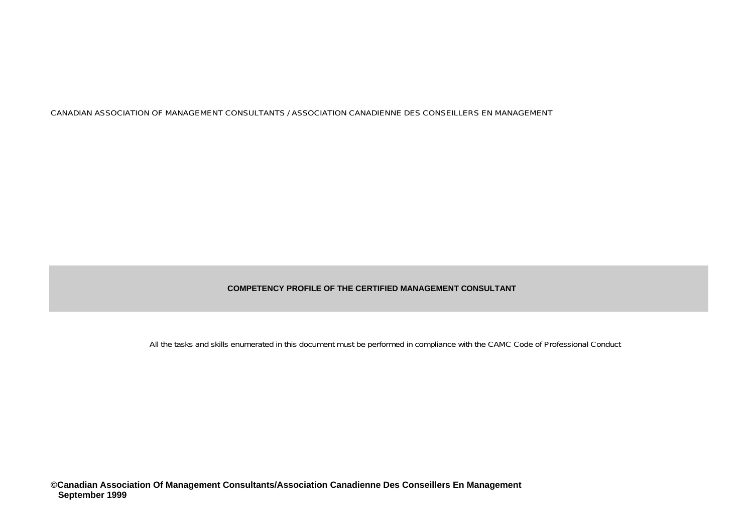CANADIAN ASSOCIATION OF MANAGEMENT CONSULTANTS / ASSOCIATION CANADIENNE DES CONSEILLERS EN MANAGEMENT

# COMPETENCY PROFILE OF THE CERTIFIED MANAGEMENT CONSULTANT

All the tasks and skills enumerated in this document must be performed in compliance with the CAMC Code of Professional Conduct

**©Canadian Association Of Management Consultants/Association Canadienne Des Conseillers En Management**
**September 1999**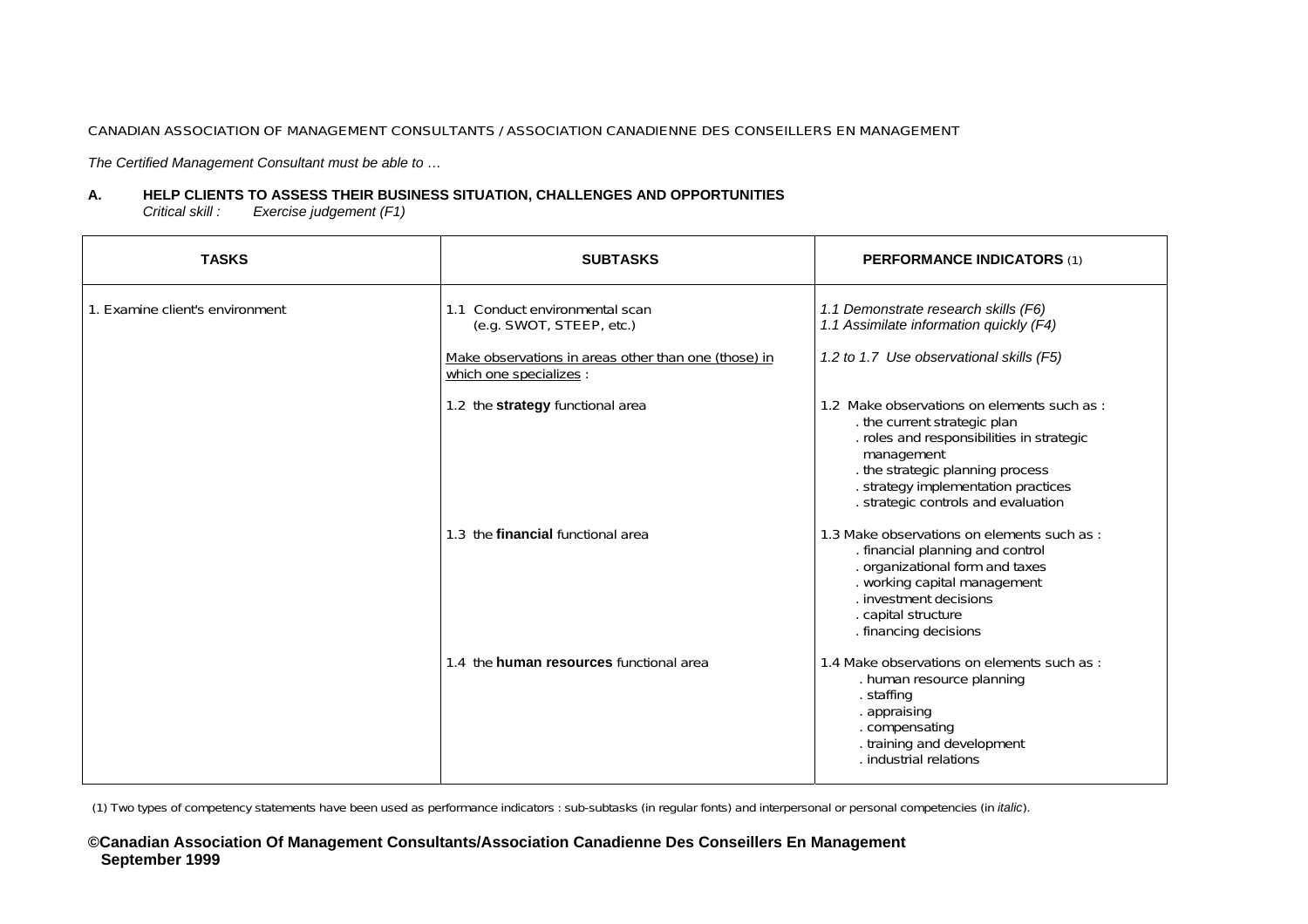CANADIAN ASSOCIATION OF MANAGEMENT CONSULTANTS / ASSOCIATION CANADIENNE DES CONSEILLERS EN MANAGEMENT

*The Certified Management Consultant must be able to …*

**A. HELP CLIENTS TO ASSESS THEIR BUSINESS SITUATION, CHALLENGES AND OPPORTUNITIES**
*Critical skill : Exercise judgement (F1)*

| TASKS | SUBTASKS | PERFORMANCE INDICATORS (1) |
|---|---|---|
| 1. Examine client's environment | 1.1 Conduct environmental scan (e.g. SWOT, STEEP, etc.) | *1.1 Demonstrate research skills (F6)*<br>*1.1 Assimilate information quickly (F4)* |
| | <u>Make observations in areas other than one (those) in which one specializes</u> : | *1.2 to 1.7 Use observational skills (F5)* |
| | 1.2 the **strategy** functional area | 1.2 Make observations on elements such as :<br>. the current strategic plan<br>. roles and responsibilities in strategic management<br>. the strategic planning process<br>. strategy implementation practices<br>. strategic controls and evaluation |
| | 1.3 the **financial** functional area | 1.3 Make observations on elements such as :<br>. financial planning and control<br>. organizational form and taxes<br>. working capital management<br>. investment decisions<br>. capital structure<br>. financing decisions |
| | 1.4 the **human resources** functional area | 1.4 Make observations on elements such as :<br>. human resource planning<br>. staffing<br>. appraising<br>. compensating<br>. training and development<br>. industrial relations |

(1) Two types of competency statements have been used as performance indicators : sub-subtasks (in regular fonts) and interpersonal or personal competencies (in *italic*).

**©Canadian Association Of Management Consultants/Association Canadienne Des Conseillers En Management September 1999**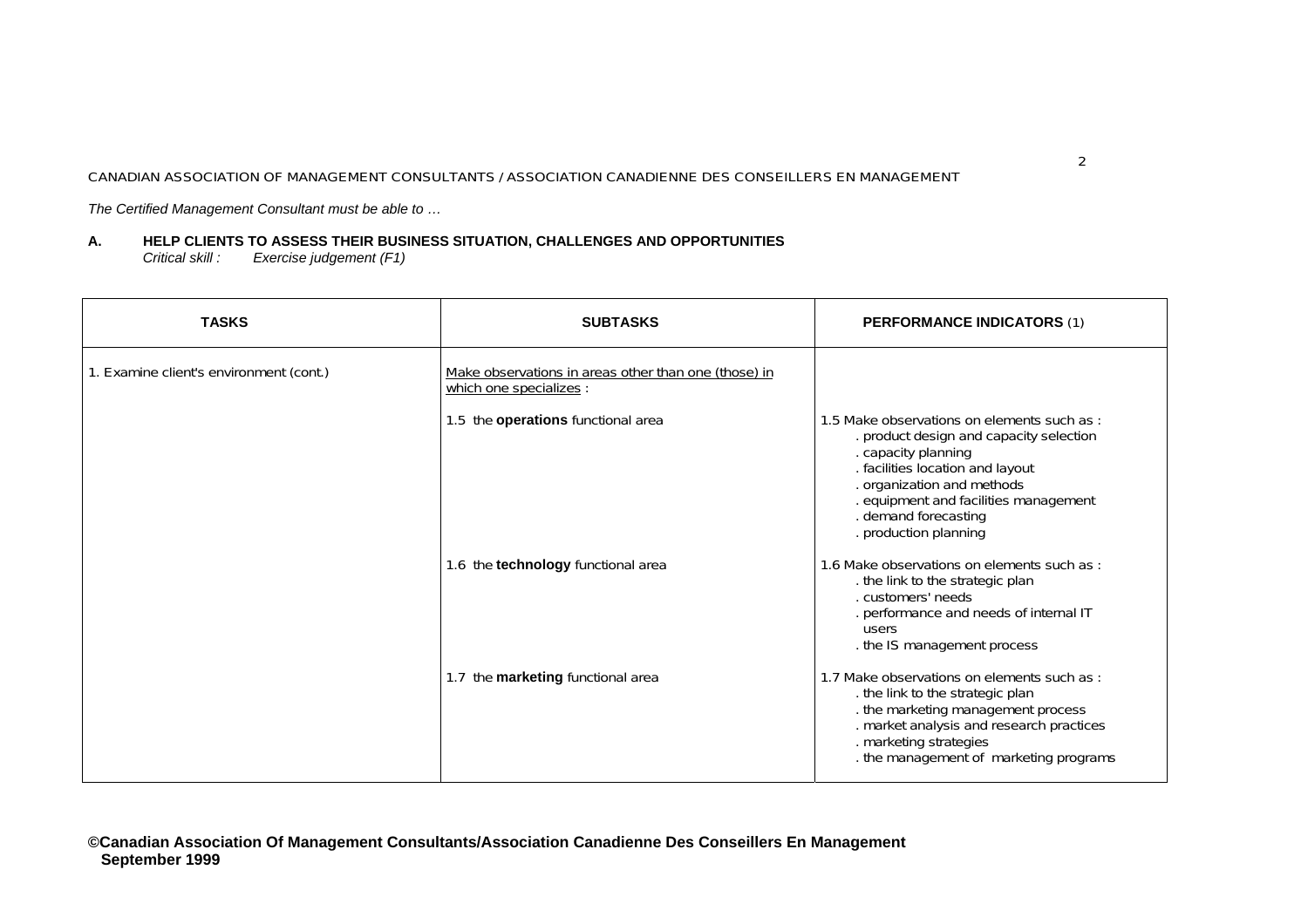CANADIAN ASSOCIATION OF MANAGEMENT CONSULTANTS / ASSOCIATION CANADIENNE DES CONSEILLERS EN MANAGEMENT

*The Certified Management Consultant must be able to …*

**A. HELP CLIENTS TO ASSESS THEIR BUSINESS SITUATION, CHALLENGES AND OPPORTUNITIES**
*Critical skill : Exercise judgement (F1)*

| TASKS | SUBTASKS | PERFORMANCE INDICATORS (1) |
|---|---|---|
| 1. Examine client's environment (cont.) | Make observations in areas other than one (those) in which one specializes : | |
| | 1.5 the **operations** functional area | 1.5 Make observations on elements such as :<br>. product design and capacity selection<br>. capacity planning<br>. facilities location and layout<br>. organization and methods<br>. equipment and facilities management<br>. demand forecasting<br>. production planning |
| | 1.6 the **technology** functional area | 1.6 Make observations on elements such as :<br>. the link to the strategic plan<br>. customers' needs<br>. performance and needs of internal IT users<br>. the IS management process |
| | 1.7 the **marketing** functional area | 1.7 Make observations on elements such as :<br>. the link to the strategic plan<br>. the marketing management process<br>. market analysis and research practices<br>. marketing strategies<br>. the management of marketing programs |

**©Canadian Association Of Management Consultants/Association Canadienne Des Conseillers En Management September 1999**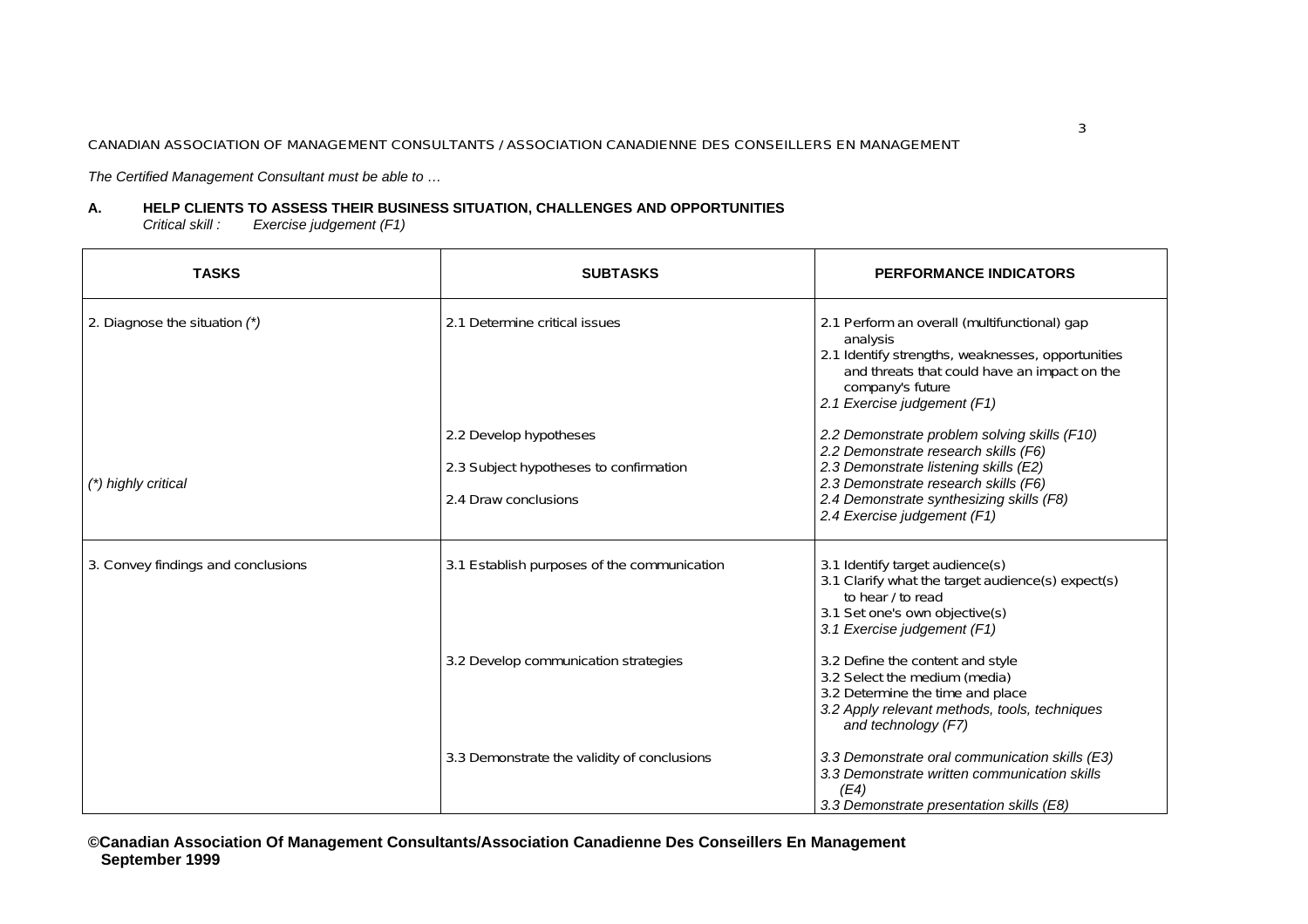*The Certified Management Consultant must be able to …*

## A. HELP CLIENTS TO ASSESS THEIR BUSINESS SITUATION, CHALLENGES AND OPPORTUNITIES

*Critical skill : Exercise judgement (F1)*

| TASKS | SUBTASKS | PERFORMANCE INDICATORS |
|---|---|---|
| 2. Diagnose the situation *(*)* | 2.1 Determine critical issues | 2.1 Perform an overall (multifunctional) gap analysis<br>2.1 Identify strengths, weaknesses, opportunities and threats that could have an impact on the company's future<br>*2.1 Exercise judgement (F1)* |
| | 2.2 Develop hypotheses | *2.2 Demonstrate problem solving skills (F10)*<br>*2.2 Demonstrate research skills (F6)* |
| *(*) highly critical* | 2.3 Subject hypotheses to confirmation | *2.3 Demonstrate listening skills (E2)*<br>*2.3 Demonstrate research skills (F6)* |
| | 2.4 Draw conclusions | *2.4 Demonstrate synthesizing skills (F8)*<br>*2.4 Exercise judgement (F1)* |
| 3. Convey findings and conclusions | 3.1 Establish purposes of the communication | 3.1 Identify target audience(s)<br>3.1 Clarify what the target audience(s) expect(s) to hear / to read<br>3.1 Set one's own objective(s)<br>*3.1 Exercise judgement (F1)* |
| | 3.2 Develop communication strategies | 3.2 Define the content and style<br>3.2 Select the medium (media)<br>3.2 Determine the time and place<br>*3.2 Apply relevant methods, tools, techniques and technology (F7)* |
| | 3.3 Demonstrate the validity of conclusions | *3.3 Demonstrate oral communication skills (E3)*<br>*3.3 Demonstrate written communication skills (E4)*<br>*3.3 Demonstrate presentation skills (E8)* |

**©Canadian Association Of Management Consultants/Association Canadienne Des Conseillers En Management September 1999**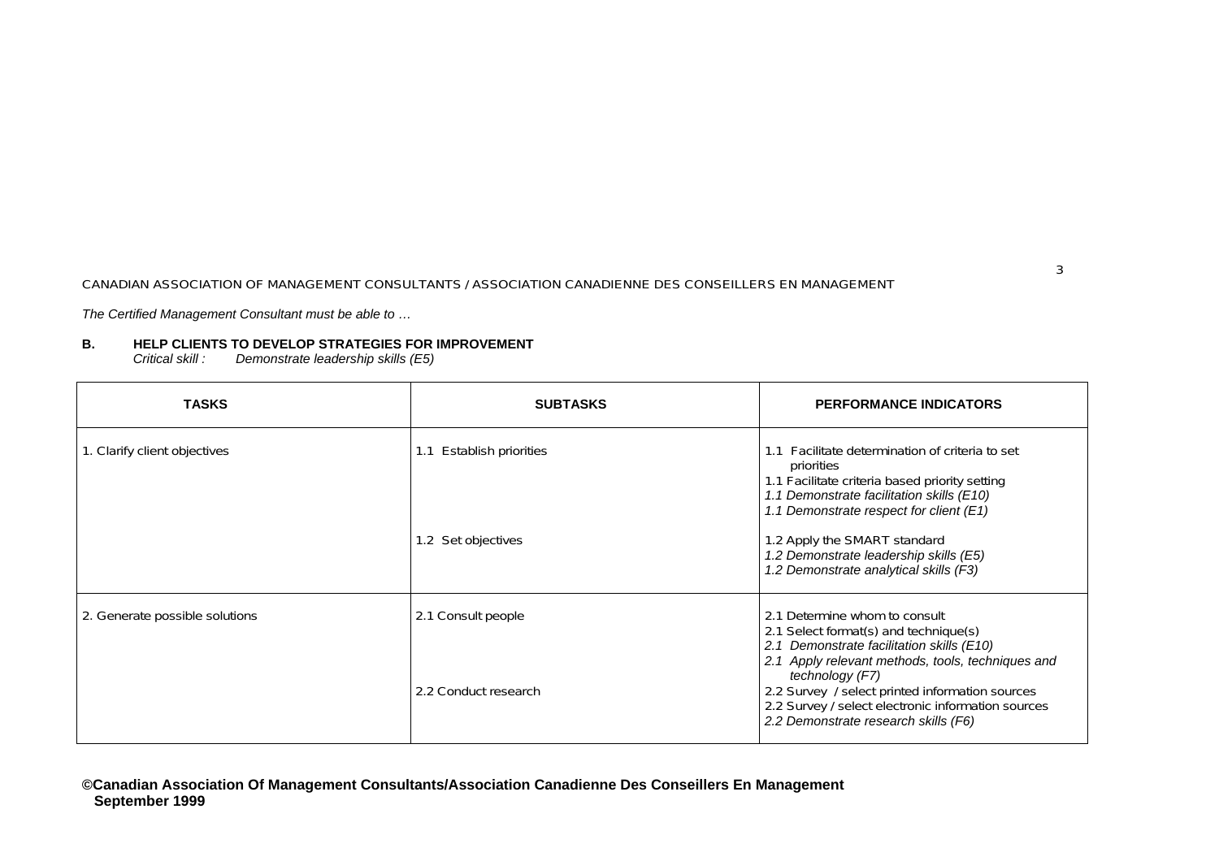*The Certified Management Consultant must be able to …*

**B. HELP CLIENTS TO DEVELOP STRATEGIES FOR IMPROVEMENT**
*Critical skill : Demonstrate leadership skills (E5)*

| TASKS | SUBTASKS | PERFORMANCE INDICATORS |
|---|---|---|
| 1. Clarify client objectives | 1.1 Establish priorities | 1.1 Facilitate determination of criteria to set priorities<br>1.1 Facilitate criteria based priority setting<br>*1.1 Demonstrate facilitation skills (E10)*<br>*1.1 Demonstrate respect for client (E1)* |
| | 1.2 Set objectives | 1.2 Apply the SMART standard<br>*1.2 Demonstrate leadership skills (E5)*<br>*1.2 Demonstrate analytical skills (F3)* |
| 2. Generate possible solutions | 2.1 Consult people | 2.1 Determine whom to consult<br>2.1 Select format(s) and technique(s)<br>*2.1 Demonstrate facilitation skills (E10)*<br>*2.1 Apply relevant methods, tools, techniques and technology (F7)* |
| | 2.2 Conduct research | 2.2 Survey / select printed information sources<br>2.2 Survey / select electronic information sources<br>*2.2 Demonstrate research skills (F6)* |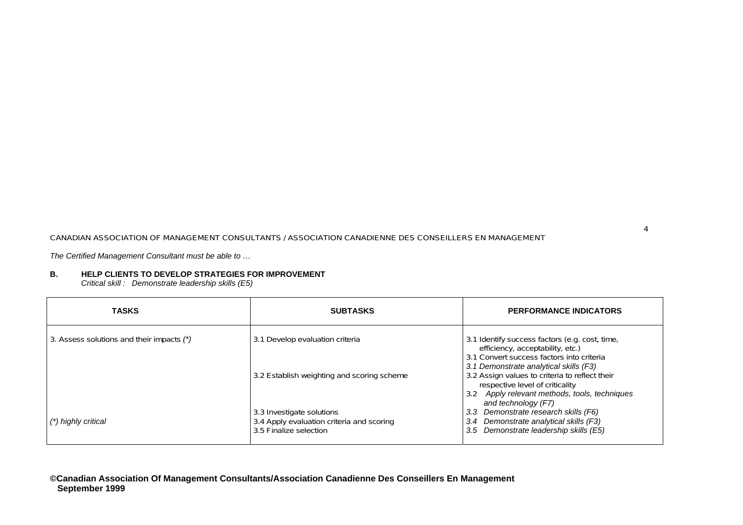*The Certified Management Consultant must be able to …*

**B. HELP CLIENTS TO DEVELOP STRATEGIES FOR IMPROVEMENT**
*Critical skill : Demonstrate leadership skills (E5)*

| TASKS | SUBTASKS | PERFORMANCE INDICATORS |
|---|---|---|
| 3. Assess solutions and their impacts *(\*)* | 3.1 Develop evaluation criteria | 3.1 Identify success factors (e.g. cost, time, efficiency, acceptability, etc.)<br>3.1 Convert success factors into criteria<br>*3.1 Demonstrate analytical skills (F3)* |
| | 3.2 Establish weighting and scoring scheme | 3.2 Assign values to criteria to reflect their respective level of criticality<br>*3.2 Apply relevant methods, tools, techniques and technology (F7)* |
| | 3.3 Investigate solutions | *3.3 Demonstrate research skills (F6)* |
| *(\*) highly critical* | 3.4 Apply evaluation criteria and scoring | *3.4 Demonstrate analytical skills (F3)* |
| | 3.5 Finalize selection | *3.5 Demonstrate leadership skills (E5)* |

**©Canadian Association Of Management Consultants/Association Canadienne Des Conseillers En Management
September 1999**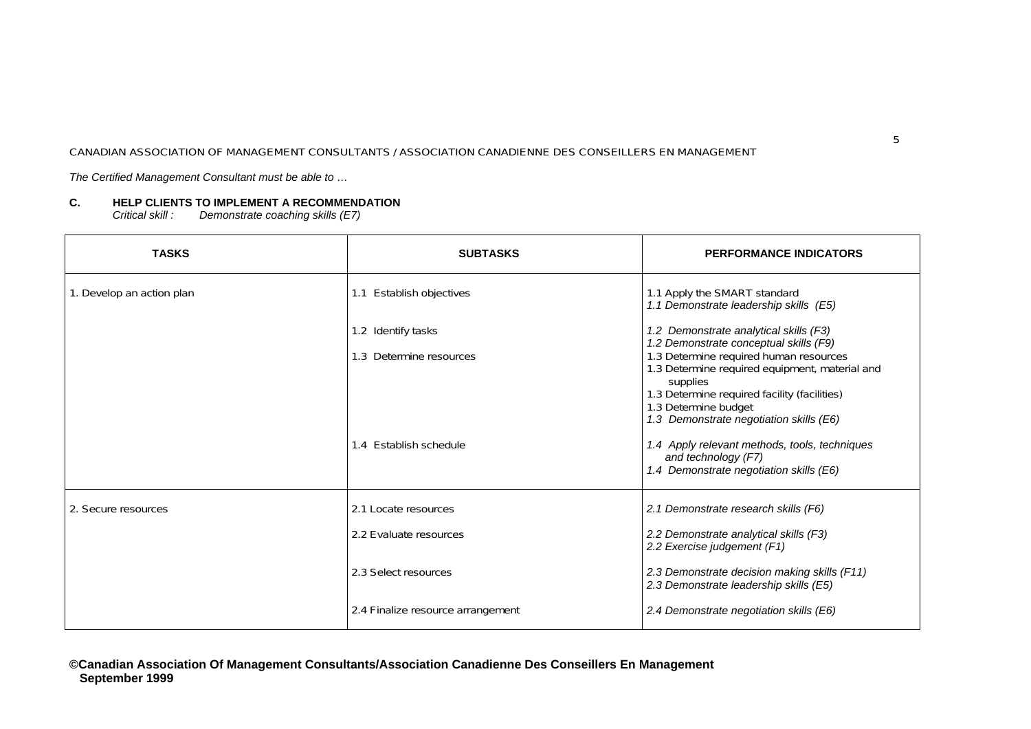*The Certified Management Consultant must be able to …*

### C. HELP CLIENTS TO IMPLEMENT A RECOMMENDATION

*Critical skill : Demonstrate coaching skills (E7)*

| TASKS | SUBTASKS | PERFORMANCE INDICATORS |
|---|---|---|
| 1. Develop an action plan | 1.1 Establish objectives | 1.1 Apply the SMART standard<br>*1.1 Demonstrate leadership skills (E5)* |
| | 1.2 Identify tasks | *1.2 Demonstrate analytical skills (F3)*<br>*1.2 Demonstrate conceptual skills (F9)* |
| | 1.3 Determine resources | 1.3 Determine required human resources<br>1.3 Determine required equipment, material and supplies<br>1.3 Determine required facility (facilities)<br>1.3 Determine budget<br>*1.3 Demonstrate negotiation skills (E6)* |
| | 1.4 Establish schedule | *1.4 Apply relevant methods, tools, techniques and technology (F7)*<br>*1.4 Demonstrate negotiation skills (E6)* |
| 2. Secure resources | 2.1 Locate resources | *2.1 Demonstrate research skills (F6)* |
| | 2.2 Evaluate resources | *2.2 Demonstrate analytical skills (F3)*<br>*2.2 Exercise judgement (F1)* |
| | 2.3 Select resources | *2.3 Demonstrate decision making skills (F11)*<br>*2.3 Demonstrate leadership skills (E5)* |
| | 2.4 Finalize resource arrangement | *2.4 Demonstrate negotiation skills (E6)* |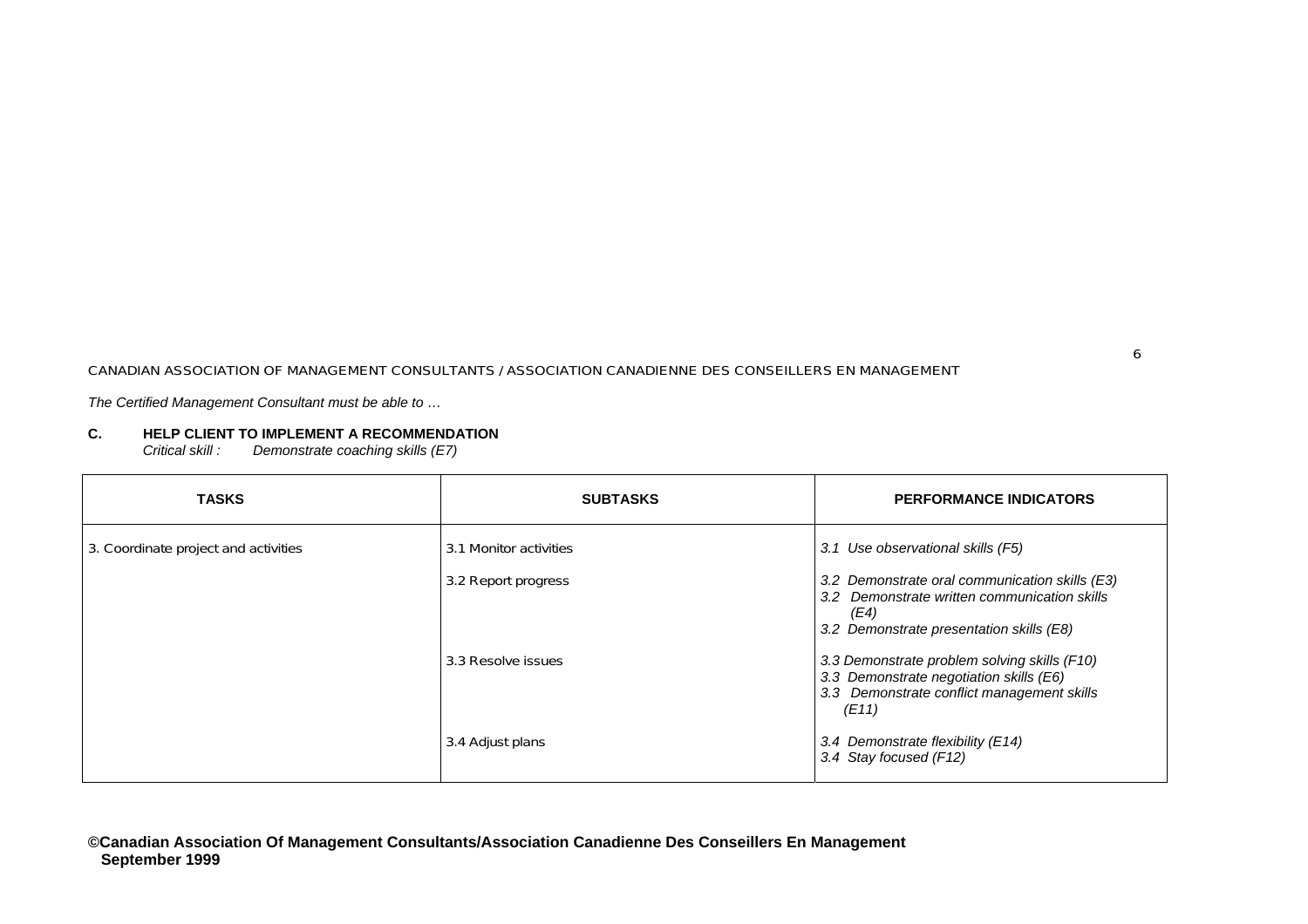*The Certified Management Consultant must be able to …*

**C. HELP CLIENT TO IMPLEMENT A RECOMMENDATION**

*Critical skill : Demonstrate coaching skills (E7)*

| TASKS | SUBTASKS | PERFORMANCE INDICATORS |
|---|---|---|
| 3. Coordinate project and activities | 3.1 Monitor activities | *3.1 Use observational skills (F5)* |
| | 3.2 Report progress | *3.2 Demonstrate oral communication skills (E3)*<br>*3.2 Demonstrate written communication skills (E4)*<br>*3.2 Demonstrate presentation skills (E8)* |
| | 3.3 Resolve issues | *3.3 Demonstrate problem solving skills (F10)*<br>*3.3 Demonstrate negotiation skills (E6)*<br>*3.3 Demonstrate conflict management skills (E11)* |
| | 3.4 Adjust plans | *3.4 Demonstrate flexibility (E14)*<br>*3.4 Stay focused (F12)* |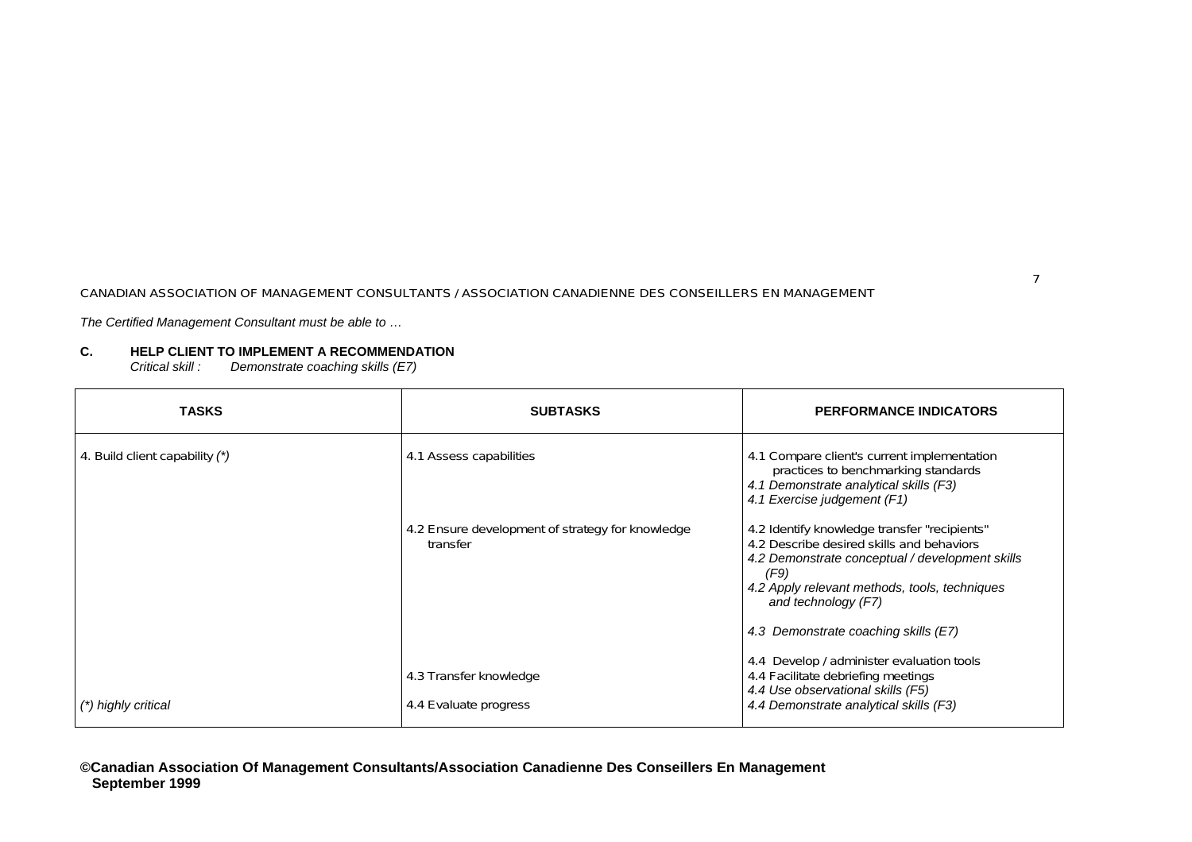CANADIAN ASSOCIATION OF MANAGEMENT CONSULTANTS / ASSOCIATION CANADIENNE DES CONSEILLERS EN MANAGEMENT

*The Certified Management Consultant must be able to …*

**C. HELP CLIENT TO IMPLEMENT A RECOMMENDATION**
*Critical skill : Demonstrate coaching skills (E7)*

| TASKS | SUBTASKS | PERFORMANCE INDICATORS |
|---|---|---|
| 4. Build client capability *(\*)* | 4.1 Assess capabilities | 4.1 Compare client's current implementation practices to benchmarking standards<br>*4.1 Demonstrate analytical skills (F3)*<br>*4.1 Exercise judgement (F1)* |
| | 4.2 Ensure development of strategy for knowledge transfer | 4.2 Identify knowledge transfer "recipients"<br>4.2 Describe desired skills and behaviors<br>*4.2 Demonstrate conceptual / development skills (F9)*<br>*4.2 Apply relevant methods, tools, techniques and technology (F7)* |
| | | *4.3 Demonstrate coaching skills (E7)* |
| | 4.3 Transfer knowledge | 4.4 Develop / administer evaluation tools<br>4.4 Facilitate debriefing meetings<br>*4.4 Use observational skills (F5)* |
| *(\*) highly critical* | 4.4 Evaluate progress | *4.4 Demonstrate analytical skills (F3)* |

**©Canadian Association Of Management Consultants/Association Canadienne Des Conseillers En Management
September 1999**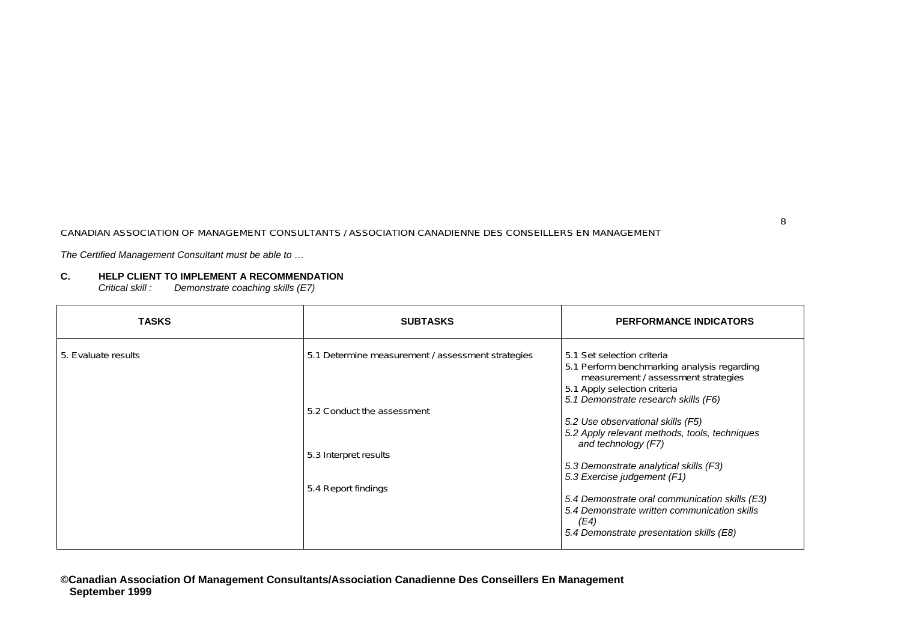*The Certified Management Consultant must be able to …*

**C. HELP CLIENT TO IMPLEMENT A RECOMMENDATION**

*Critical skill : Demonstrate coaching skills (E7)*

| TASKS | SUBTASKS | PERFORMANCE INDICATORS |
|---|---|---|
| 5. Evaluate results | 5.1 Determine measurement / assessment strategies | 5.1 Set selection criteria<br>5.1 Perform benchmarking analysis regarding measurement / assessment strategies<br>5.1 Apply selection criteria<br>*5.1 Demonstrate research skills (F6)* |
| | 5.2 Conduct the assessment | *5.2 Use observational skills (F5)*<br>*5.2 Apply relevant methods, tools, techniques and technology (F7)* |
| | 5.3 Interpret results | *5.3 Demonstrate analytical skills (F3)*<br>*5.3 Exercise judgement (F1)* |
| | 5.4 Report findings | *5.4 Demonstrate oral communication skills (E3)*<br>*5.4 Demonstrate written communication skills (E4)*<br>*5.4 Demonstrate presentation skills (E8)* |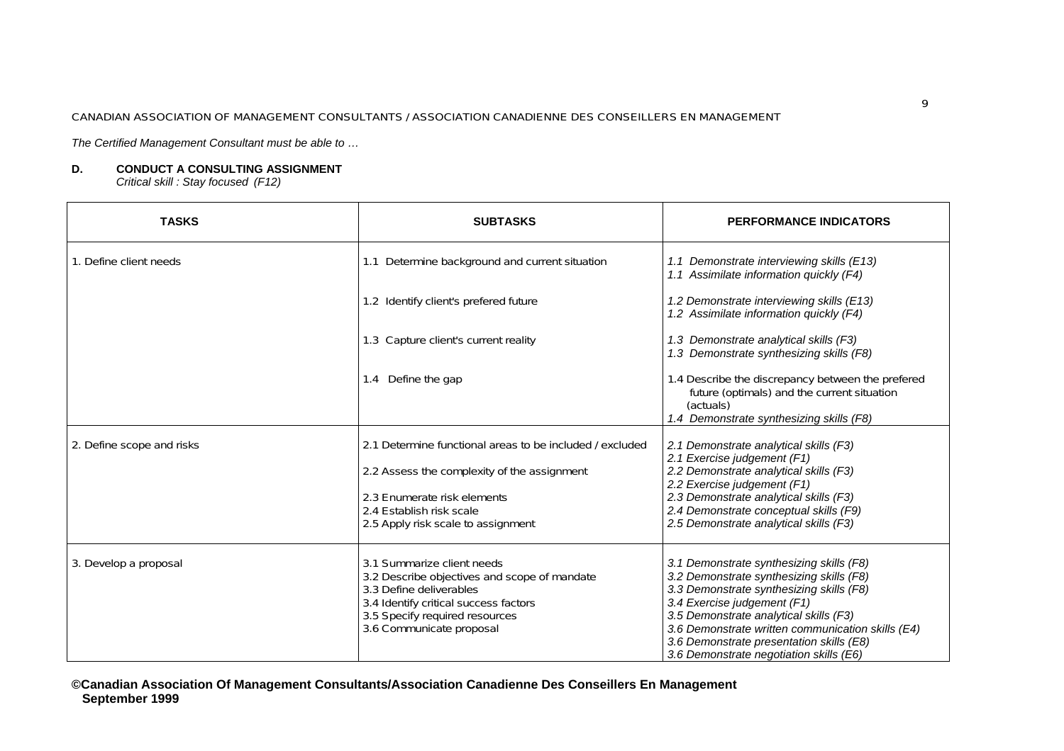CANADIAN ASSOCIATION OF MANAGEMENT CONSULTANTS / ASSOCIATION CANADIENNE DES CONSEILLERS EN MANAGEMENT

*The Certified Management Consultant must be able to …*

### D. CONDUCT A CONSULTING ASSIGNMENT

*Critical skill : Stay focused (F12)*

| TASKS | SUBTASKS | PERFORMANCE INDICATORS |
|---|---|---|
| 1. Define client needs | 1.1 Determine background and current situation | *1.1 Demonstrate interviewing skills (E13)*<br>*1.1 Assimilate information quickly (F4)* |
| | 1.2 Identify client's prefered future | *1.2 Demonstrate interviewing skills (E13)*<br>*1.2 Assimilate information quickly (F4)* |
| | 1.3 Capture client's current reality | *1.3 Demonstrate analytical skills (F3)*<br>*1.3 Demonstrate synthesizing skills (F8)* |
| | 1.4 Define the gap | 1.4 Describe the discrepancy between the prefered future (optimals) and the current situation (actuals)<br>*1.4 Demonstrate synthesizing skills (F8)* |
| 2. Define scope and risks | 2.1 Determine functional areas to be included / excluded<br>2.2 Assess the complexity of the assignment<br>2.3 Enumerate risk elements<br>2.4 Establish risk scale<br>2.5 Apply risk scale to assignment | *2.1 Demonstrate analytical skills (F3)*<br>*2.1 Exercise judgement (F1)*<br>*2.2 Demonstrate analytical skills (F3)*<br>*2.2 Exercise judgement (F1)*<br>*2.3 Demonstrate analytical skills (F3)*<br>*2.4 Demonstrate conceptual skills (F9)*<br>*2.5 Demonstrate analytical skills (F3)* |
| 3. Develop a proposal | 3.1 Summarize client needs<br>3.2 Describe objectives and scope of mandate<br>3.3 Define deliverables<br>3.4 Identify critical success factors<br>3.5 Specify required resources<br>3.6 Communicate proposal | *3.1 Demonstrate synthesizing skills (F8)*<br>*3.2 Demonstrate synthesizing skills (F8)*<br>*3.3 Demonstrate synthesizing skills (F8)*<br>*3.4 Exercise judgement (F1)*<br>*3.5 Demonstrate analytical skills (F3)*<br>*3.6 Demonstrate written communication skills (E4)*<br>*3.6 Demonstrate presentation skills (E8)*<br>*3.6 Demonstrate negotiation skills (E6)* |

**©Canadian Association Of Management Consultants/Association Canadienne Des Conseillers En Management**
**September 1999**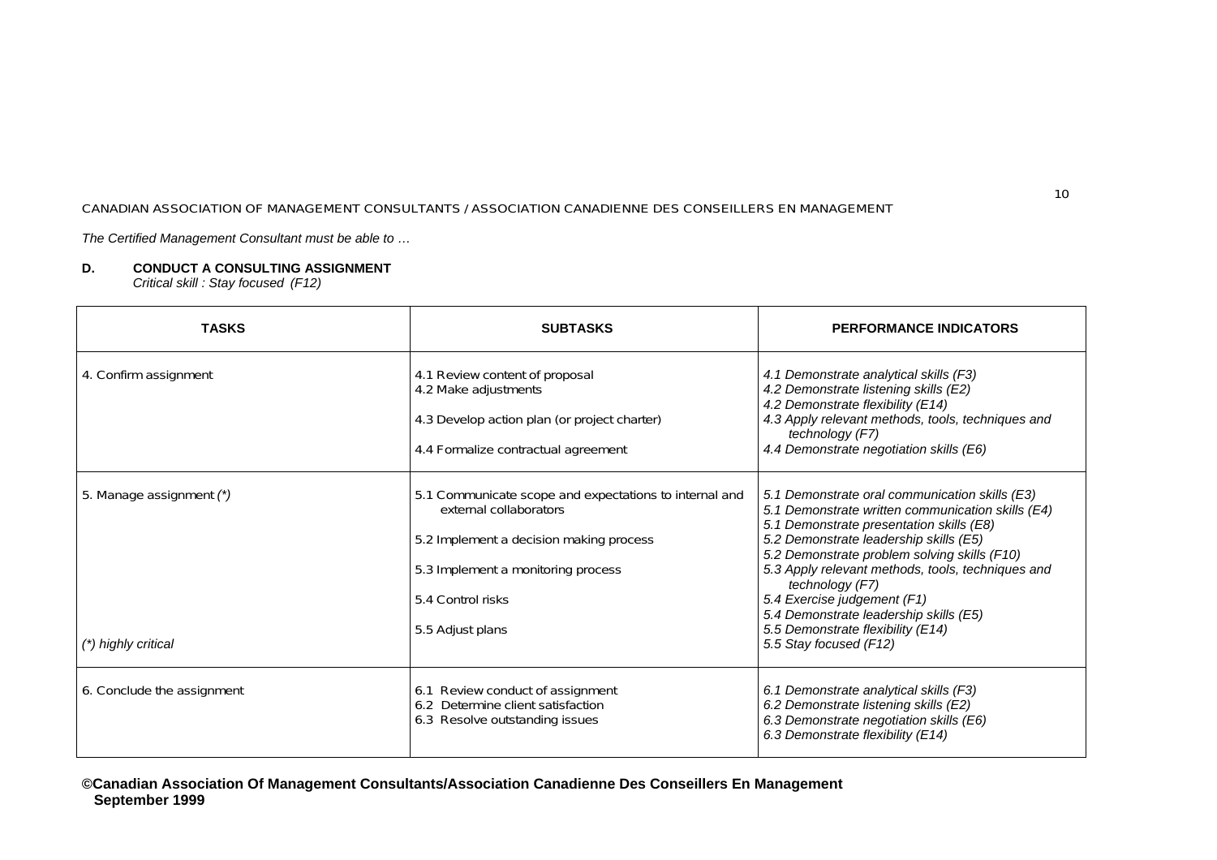*The Certified Management Consultant must be able to …*

**D. CONDUCT A CONSULTING ASSIGNMENT**

*Critical skill : Stay focused (F12)*

| TASKS | SUBTASKS | PERFORMANCE INDICATORS |
|---|---|---|
| 4. Confirm assignment | 4.1 Review content of proposal<br>4.2 Make adjustments<br>4.3 Develop action plan (or project charter)<br>4.4 Formalize contractual agreement | *4.1 Demonstrate analytical skills (F3)*<br>*4.2 Demonstrate listening skills (E2)*<br>*4.2 Demonstrate flexibility (E14)*<br>*4.3 Apply relevant methods, tools, techniques and technology (F7)*<br>*4.4 Demonstrate negotiation skills (E6)* |
| 5. Manage assignment *(\*)*<br><br>*(\*) highly critical* | 5.1 Communicate scope and expectations to internal and external collaborators<br>5.2 Implement a decision making process<br>5.3 Implement a monitoring process<br>5.4 Control risks<br>5.5 Adjust plans | *5.1 Demonstrate oral communication skills (E3)*<br>*5.1 Demonstrate written communication skills (E4)*<br>*5.1 Demonstrate presentation skills (E8)*<br>*5.2 Demonstrate leadership skills (E5)*<br>*5.2 Demonstrate problem solving skills (F10)*<br>*5.3 Apply relevant methods, tools, techniques and technology (F7)*<br>*5.4 Exercise judgement (F1)*<br>*5.4 Demonstrate leadership skills (E5)*<br>*5.5 Demonstrate flexibility (E14)*<br>*5.5 Stay focused (F12)* |
| 6. Conclude the assignment | 6.1 Review conduct of assignment<br>6.2 Determine client satisfaction<br>6.3 Resolve outstanding issues | *6.1 Demonstrate analytical skills (F3)*<br>*6.2 Demonstrate listening skills (E2)*<br>*6.3 Demonstrate negotiation skills (E6)*<br>*6.3 Demonstrate flexibility (E14)* |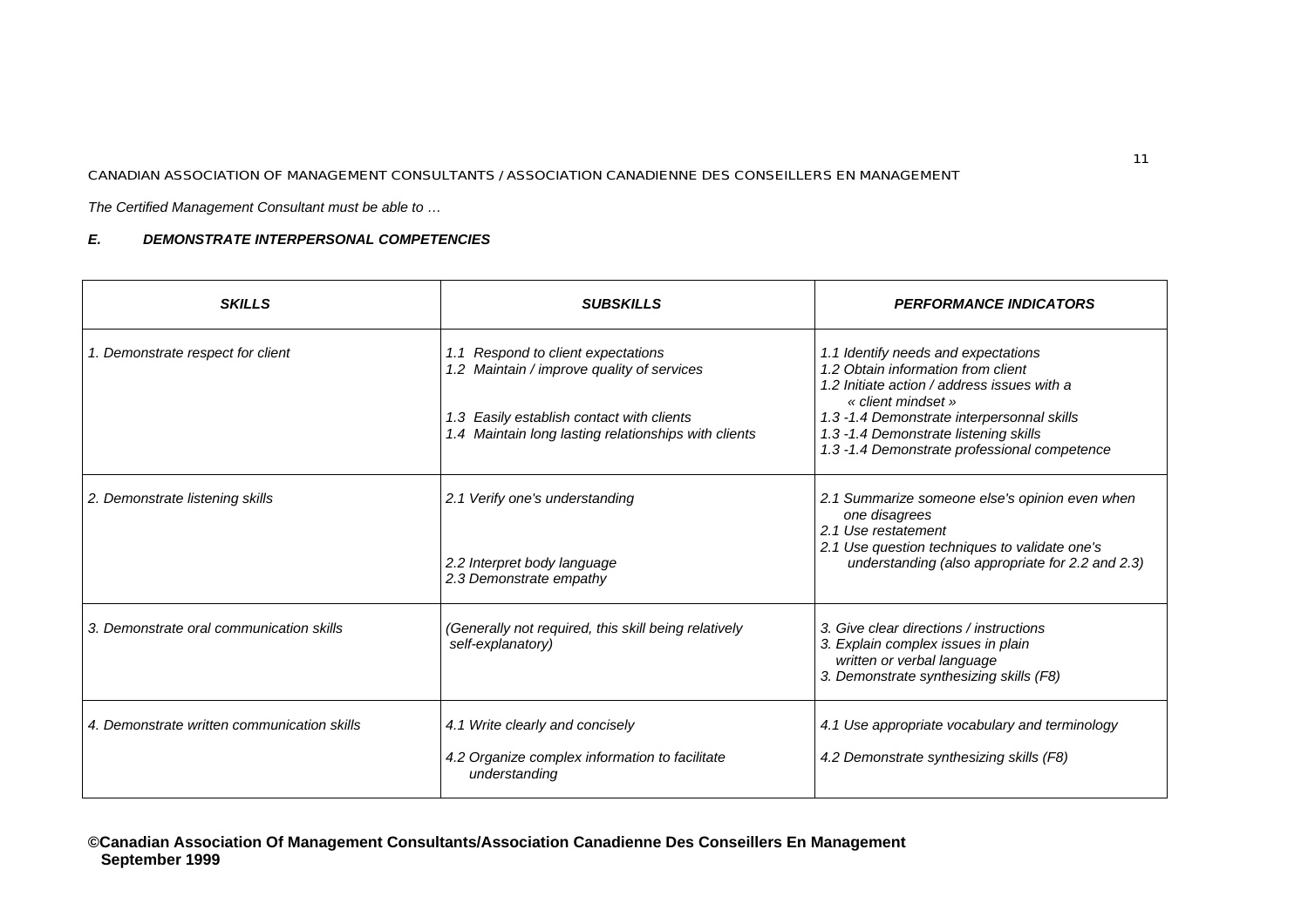*The Certified Management Consultant must be able to …*

### *E. DEMONSTRATE INTERPERSONAL COMPETENCIES*

| ***SKILLS*** | ***SUBSKILLS*** | ***PERFORMANCE INDICATORS*** |
|---|---|---|
| *1. Demonstrate respect for client* | *1.1 Respond to client expectations*<br>*1.2 Maintain / improve quality of services*<br><br>*1.3 Easily establish contact with clients*<br>*1.4 Maintain long lasting relationships with clients* | *1.1 Identify needs and expectations*<br>*1.2 Obtain information from client*<br>*1.2 Initiate action / address issues with a « client mindset »*<br>*1.3 -1.4 Demonstrate interpersonnal skills*<br>*1.3 -1.4 Demonstrate listening skills*<br>*1.3 -1.4 Demonstrate professional competence* |
| *2. Demonstrate listening skills* | *2.1 Verify one's understanding*<br><br>*2.2 Interpret body language*<br>*2.3 Demonstrate empathy* | *2.1 Summarize someone else's opinion even when one disagrees*<br>*2.1 Use restatement*<br>*2.1 Use question techniques to validate one's understanding (also appropriate for 2.2 and 2.3)* |
| *3. Demonstrate oral communication skills* | *(Generally not required, this skill being relatively self-explanatory)* | *3. Give clear directions / instructions*<br>*3. Explain complex issues in plain written or verbal language*<br>*3. Demonstrate synthesizing skills (F8)* |
| *4. Demonstrate written communication skills* | *4.1 Write clearly and concisely*<br><br>*4.2 Organize complex information to facilitate understanding* | *4.1 Use appropriate vocabulary and terminology*<br><br>*4.2 Demonstrate synthesizing skills (F8)* |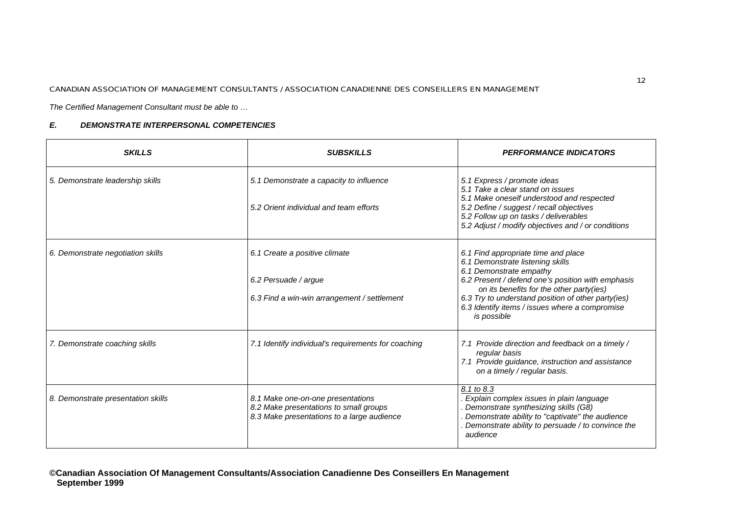*The Certified Management Consultant must be able to …*

### ***E. DEMONSTRATE INTERPERSONAL COMPETENCIES***

| ***SKILLS*** | ***SUBSKILLS*** | ***PERFORMANCE INDICATORS*** |
|---|---|---|
| *5. Demonstrate leadership skills* | *5.1 Demonstrate a capacity to influence*<br><br>*5.2 Orient individual and team efforts* | *5.1 Express / promote ideas*<br>*5.1 Take a clear stand on issues*<br>*5.1 Make oneself understood and respected*<br>*5.2 Define / suggest / recall objectives*<br>*5.2 Follow up on tasks / deliverables*<br>*5.2 Adjust / modify objectives and / or conditions* |
| *6. Demonstrate negotiation skills* | *6.1 Create a positive climate*<br><br>*6.2 Persuade / argue*<br><br>*6.3 Find a win-win arrangement / settlement* | *6.1 Find appropriate time and place*<br>*6.1 Demonstrate listening skills*<br>*6.1 Demonstrate empathy*<br>*6.2 Present / defend one's position with emphasis on its benefits for the other party(ies)*<br>*6.3 Try to understand position of other party(ies)*<br>*6.3 Identify items / issues where a compromise is possible* |
| *7. Demonstrate coaching skills* | *7.1 Identify individual's requirements for coaching* | *7.1 Provide direction and feedback on a timely / regular basis*<br>*7.1 Provide guidance, instruction and assistance on a timely / regular basis.* |
| *8. Demonstrate presentation skills* | *8.1 Make one-on-one presentations*<br>*8.2 Make presentations to small groups*<br>*8.3 Make presentations to a large audience* | *8.1 to 8.3*<br>*. Explain complex issues in plain language*<br>*. Demonstrate synthesizing skills (G8)*<br>*. Demonstrate ability to "captivate" the audience*<br>*. Demonstrate ability to persuade / to convince the audience* |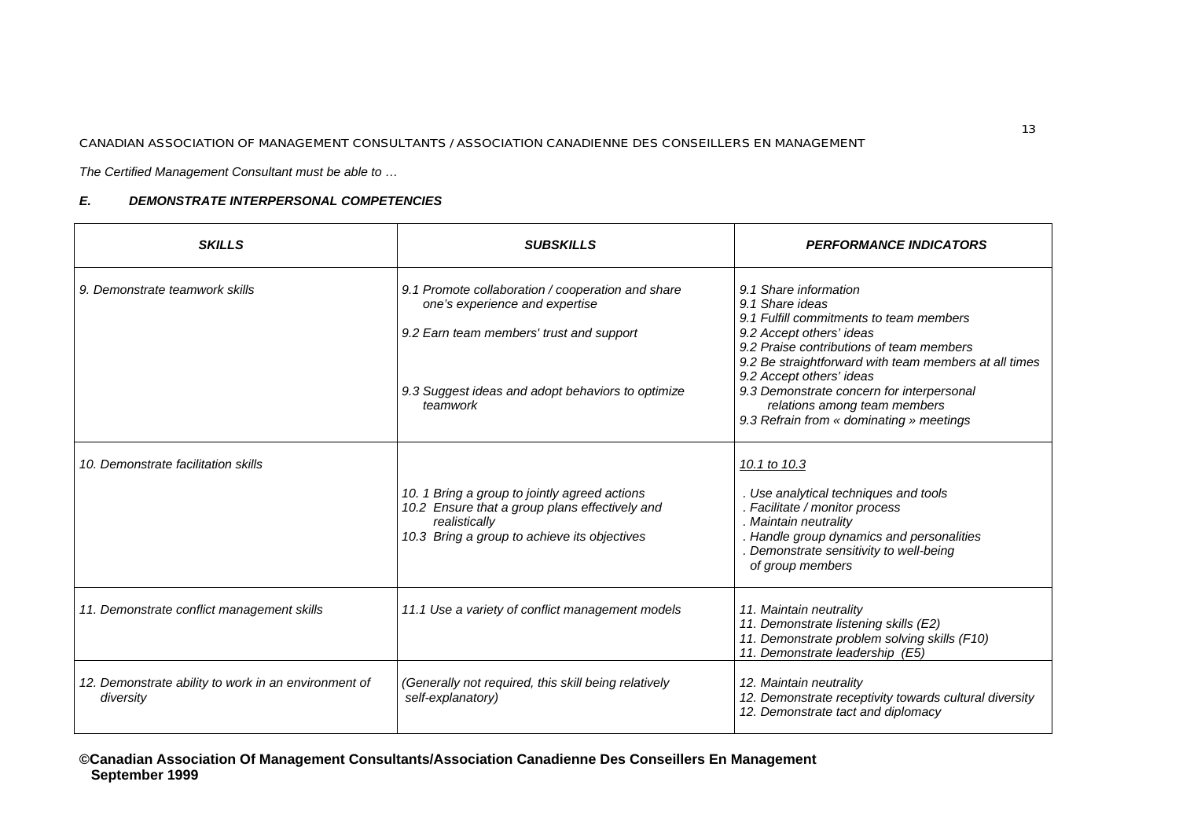*The Certified Management Consultant must be able to …*

### *E. DEMONSTRATE INTERPERSONAL COMPETENCIES*

| *SKILLS* | *SUBSKILLS* | *PERFORMANCE INDICATORS* |
|---|---|---|
| *9. Demonstrate teamwork skills* | *9.1 Promote collaboration / cooperation and share one's experience and expertise*<br><br>*9.2 Earn team members' trust and support*<br><br>*9.3 Suggest ideas and adopt behaviors to optimize teamwork* | *9.1 Share information*<br>*9.1 Share ideas*<br>*9.1 Fulfill commitments to team members*<br>*9.2 Accept others' ideas*<br>*9.2 Praise contributions of team members*<br>*9.2 Be straightforward with team members at all times*<br>*9.2 Accept others' ideas*<br>*9.3 Demonstrate concern for interpersonal relations among team members*<br>*9.3 Refrain from « dominating » meetings* |
| *10. Demonstrate facilitation skills* | *10. 1 Bring a group to jointly agreed actions*<br>*10.2 Ensure that a group plans effectively and realistically*<br>*10.3 Bring a group to achieve its objectives* | <u>*10.1 to 10.3*</u><br><br>*. Use analytical techniques and tools*<br>*. Facilitate / monitor process*<br>*. Maintain neutrality*<br>*. Handle group dynamics and personalities*<br>*. Demonstrate sensitivity to well-being of group members* |
| *11. Demonstrate conflict management skills* | *11.1 Use a variety of conflict management models* | *11. Maintain neutrality*<br>*11. Demonstrate listening skills (E2)*<br>*11. Demonstrate problem solving skills (F10)*<br>*11. Demonstrate leadership (E5)* |
| *12. Demonstrate ability to work in an environment of diversity* | *(Generally not required, this skill being relatively self-explanatory)* | *12. Maintain neutrality*<br>*12. Demonstrate receptivity towards cultural diversity*<br>*12. Demonstrate tact and diplomacy* |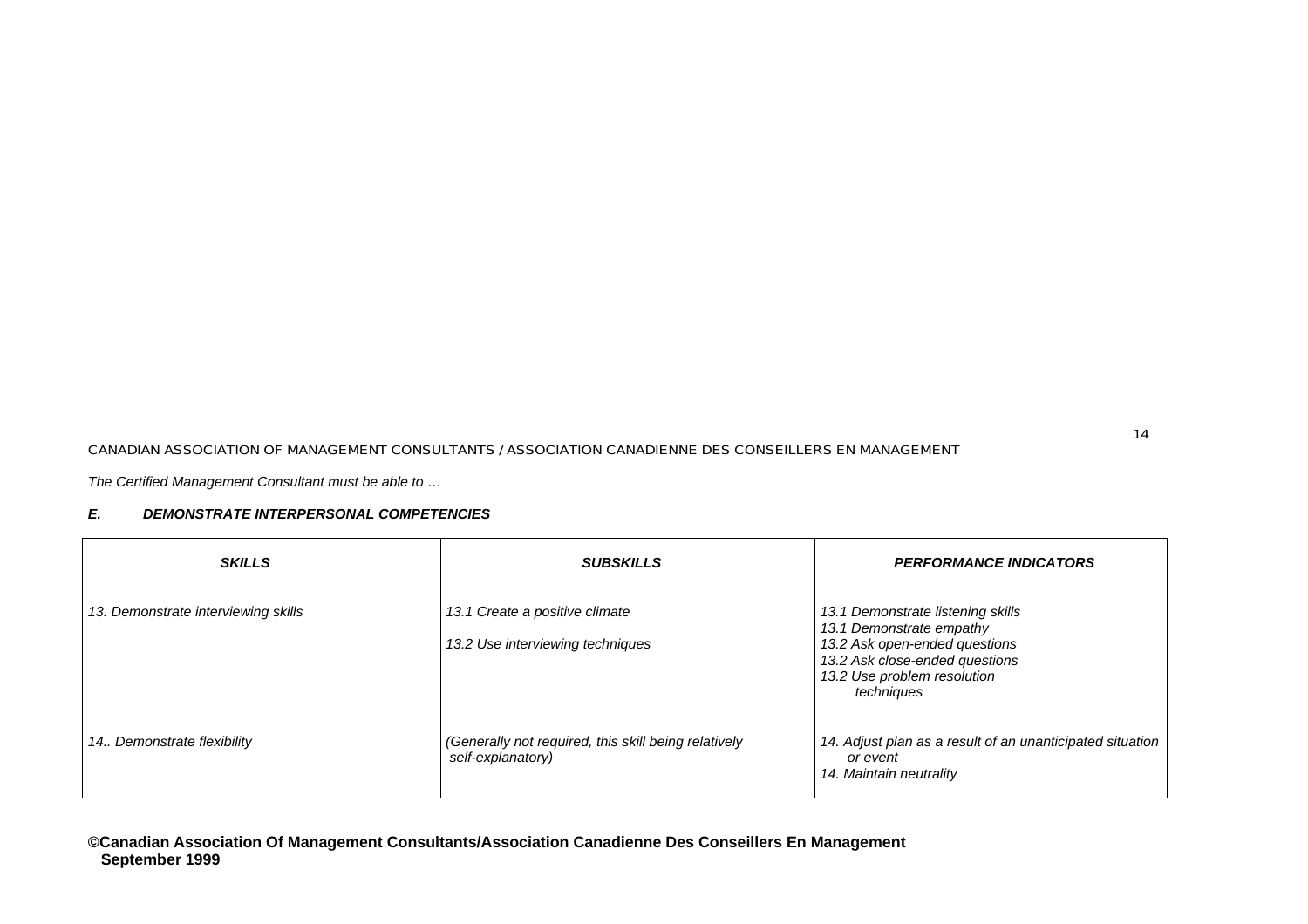*The Certified Management Consultant must be able to …*

### ***E. DEMONSTRATE INTERPERSONAL COMPETENCIES***

| ***SKILLS*** | ***SUBSKILLS*** | ***PERFORMANCE INDICATORS*** |
|---|---|---|
| *13. Demonstrate interviewing skills* | *13.1 Create a positive climate*<br><br>*13.2 Use interviewing techniques* | *13.1 Demonstrate listening skills*<br>*13.1 Demonstrate empathy*<br>*13.2 Ask open-ended questions*<br>*13.2 Ask close-ended questions*<br>*13.2 Use problem resolution techniques* |
| *14.. Demonstrate flexibility* | *(Generally not required, this skill being relatively self-explanatory)* | *14. Adjust plan as a result of an unanticipated situation or event*<br>*14. Maintain neutrality* |

**©Canadian Association Of Management Consultants/Association Canadienne Des Conseillers En Management September 1999**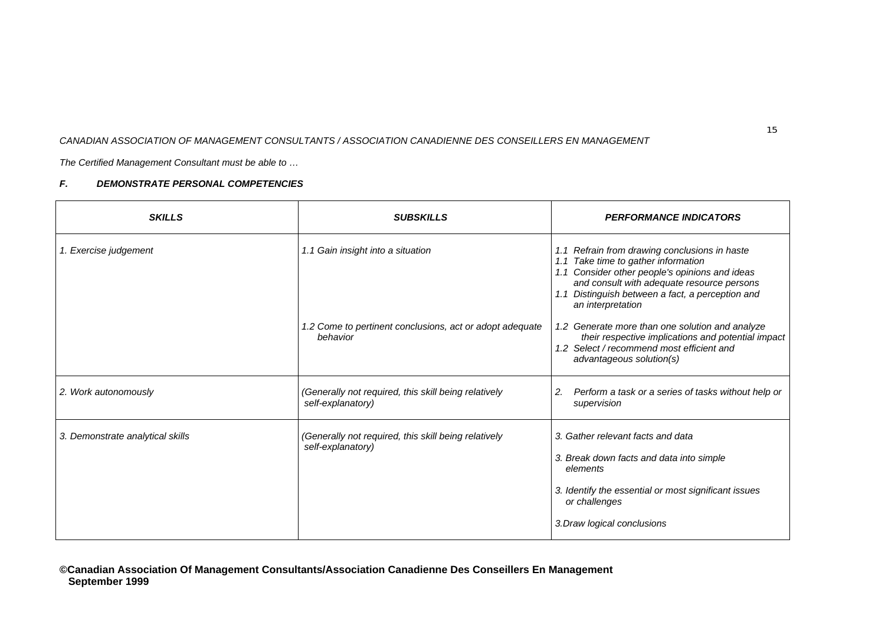*The Certified Management Consultant must be able to …*

### *F. DEMONSTRATE PERSONAL COMPETENCIES*

| ***SKILLS*** | ***SUBSKILLS*** | ***PERFORMANCE INDICATORS*** |
|---|---|---|
| *1. Exercise judgement* | *1.1 Gain insight into a situation* | *1.1 Refrain from drawing conclusions in haste*<br>*1.1 Take time to gather information*<br>*1.1 Consider other people's opinions and ideas and consult with adequate resource persons*<br>*1.1 Distinguish between a fact, a perception and an interpretation* |
| | *1.2 Come to pertinent conclusions, act or adopt adequate behavior* | *1.2 Generate more than one solution and analyze their respective implications and potential impact*<br>*1.2 Select / recommend most efficient and advantageous solution(s)* |
| *2. Work autonomously* | *(Generally not required, this skill being relatively self-explanatory)* | *2. Perform a task or a series of tasks without help or supervision* |
| *3. Demonstrate analytical skills* | *(Generally not required, this skill being relatively self-explanatory)* | *3. Gather relevant facts and data*<br>*3. Break down facts and data into simple elements*<br>*3. Identify the essential or most significant issues or challenges*<br>*3.Draw logical conclusions* |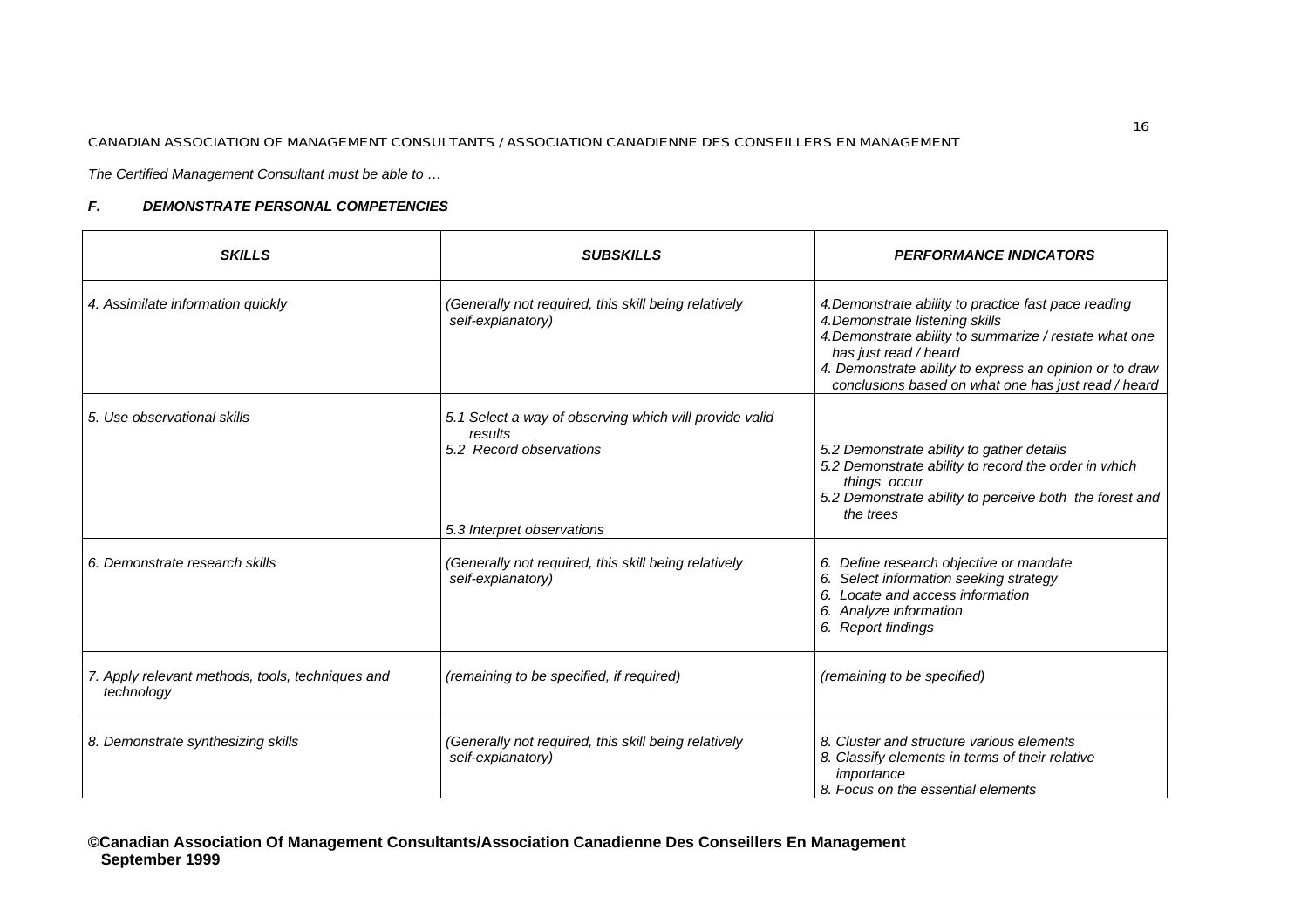*The Certified Management Consultant must be able to …*

### *F. DEMONSTRATE PERSONAL COMPETENCIES*

| *SKILLS* | *SUBSKILLS* | *PERFORMANCE INDICATORS* |
|---|---|---|
| *4. Assimilate information quickly* | *(Generally not required, this skill being relatively self-explanatory)* | *4.Demonstrate ability to practice fast pace reading*<br>*4.Demonstrate listening skills*<br>*4.Demonstrate ability to summarize / restate what one has just read / heard*<br>*4. Demonstrate ability to express an opinion or to draw conclusions based on what one has just read / heard* |
| *5. Use observational skills* | *5.1 Select a way of observing which will provide valid results*<br>*5.2 Record observations*<br>*5.3 Interpret observations* | *5.2 Demonstrate ability to gather details*<br>*5.2 Demonstrate ability to record the order in which things occur*<br>*5.2 Demonstrate ability to perceive both the forest and the trees* |
| *6. Demonstrate research skills* | *(Generally not required, this skill being relatively self-explanatory)* | *6. Define research objective or mandate*<br>*6. Select information seeking strategy*<br>*6. Locate and access information*<br>*6. Analyze information*<br>*6. Report findings* |
| *7. Apply relevant methods, tools, techniques and technology* | *(remaining to be specified, if required)* | *(remaining to be specified)* |
| *8. Demonstrate synthesizing skills* | *(Generally not required, this skill being relatively self-explanatory)* | *8. Cluster and structure various elements*<br>*8. Classify elements in terms of their relative importance*<br>*8. Focus on the essential elements* |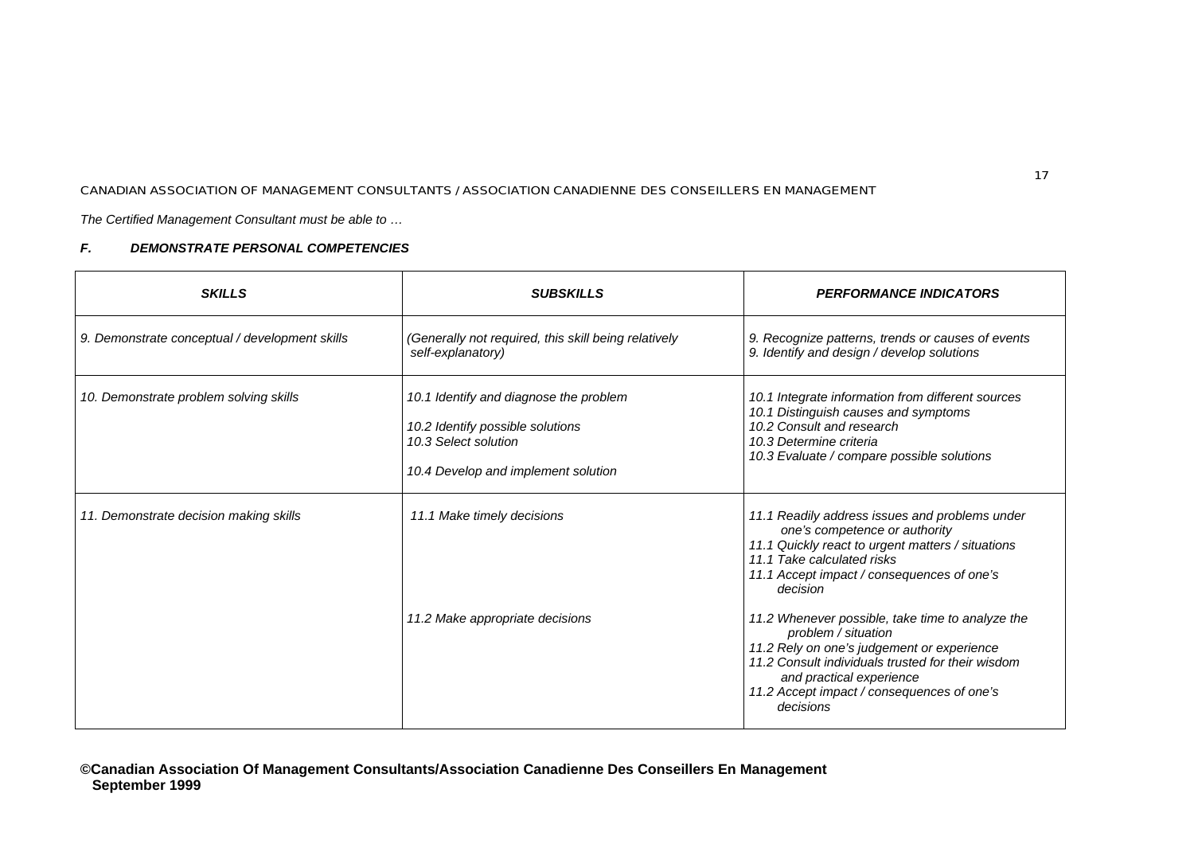*The Certified Management Consultant must be able to …*

### *F. DEMONSTRATE PERSONAL COMPETENCIES*

| *SKILLS* | *SUBSKILLS* | *PERFORMANCE INDICATORS* |
|---|---|---|
| *9. Demonstrate conceptual / development skills* | *(Generally not required, this skill being relatively self-explanatory)* | *9. Recognize patterns, trends or causes of events*<br>*9. Identify and design / develop solutions* |
| *10. Demonstrate problem solving skills* | *10.1 Identify and diagnose the problem*<br><br>*10.2 Identify possible solutions*<br>*10.3 Select solution*<br><br>*10.4 Develop and implement solution* | *10.1 Integrate information from different sources*<br>*10.1 Distinguish causes and symptoms*<br>*10.2 Consult and research*<br>*10.3 Determine criteria*<br>*10.3 Evaluate / compare possible solutions* |
| *11. Demonstrate decision making skills* | *11.1 Make timely decisions*<br><br><br><br><br><br>*11.2 Make appropriate decisions* | *11.1 Readily address issues and problems under one's competence or authority*<br>*11.1 Quickly react to urgent matters / situations*<br>*11.1 Take calculated risks*<br>*11.1 Accept impact / consequences of one's decision*<br><br>*11.2 Whenever possible, take time to analyze the problem / situation*<br>*11.2 Rely on one's judgement or experience*<br>*11.2 Consult individuals trusted for their wisdom and practical experience*<br>*11.2 Accept impact / consequences of one's decisions* |

**©Canadian Association Of Management Consultants/Association Canadienne Des Conseillers En Management September 1999**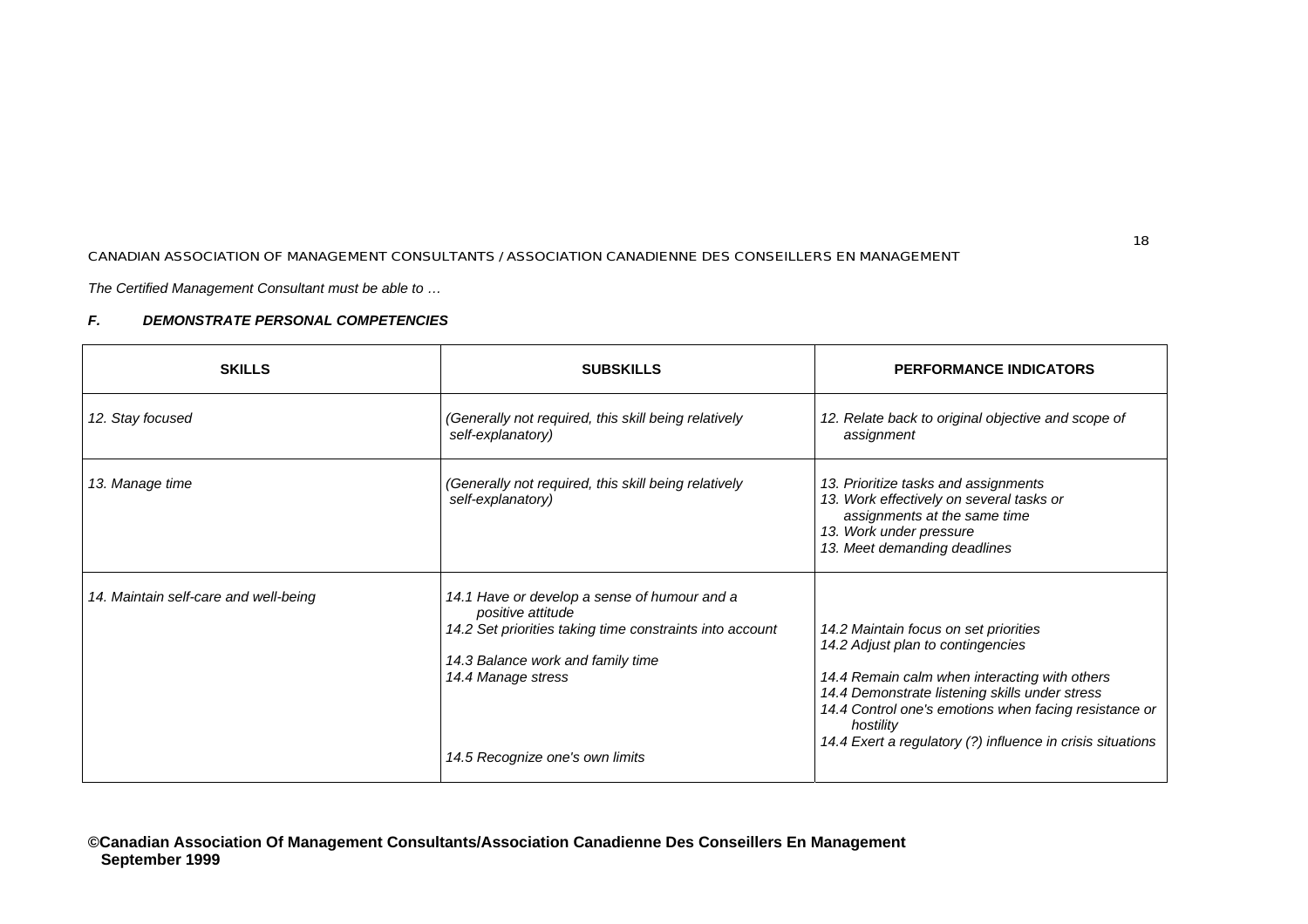*The Certified Management Consultant must be able to …*

***F. DEMONSTRATE PERSONAL COMPETENCIES***

| SKILLS | SUBSKILLS | PERFORMANCE INDICATORS |
|---|---|---|
| *12. Stay focused* | *(Generally not required, this skill being relatively self-explanatory)* | *12. Relate back to original objective and scope of assignment* |
| *13. Manage time* | *(Generally not required, this skill being relatively self-explanatory)* | *13. Prioritize tasks and assignments*<br>*13. Work effectively on several tasks or assignments at the same time*<br>*13. Work under pressure*<br>*13. Meet demanding deadlines* |
| *14. Maintain self-care and well-being* | *14.1 Have or develop a sense of humour and a positive attitude*<br>*14.2 Set priorities taking time constraints into account*<br>*14.3 Balance work and family time*<br>*14.4 Manage stress*<br>*14.5 Recognize one's own limits* | *14.2 Maintain focus on set priorities*<br>*14.2 Adjust plan to contingencies*<br>*14.4 Remain calm when interacting with others*<br>*14.4 Demonstrate listening skills under stress*<br>*14.4 Control one's emotions when facing resistance or hostility*<br>*14.4 Exert a regulatory (?) influence in crisis situations* |

**©Canadian Association Of Management Consultants/Association Canadienne Des Conseillers En Management September 1999**